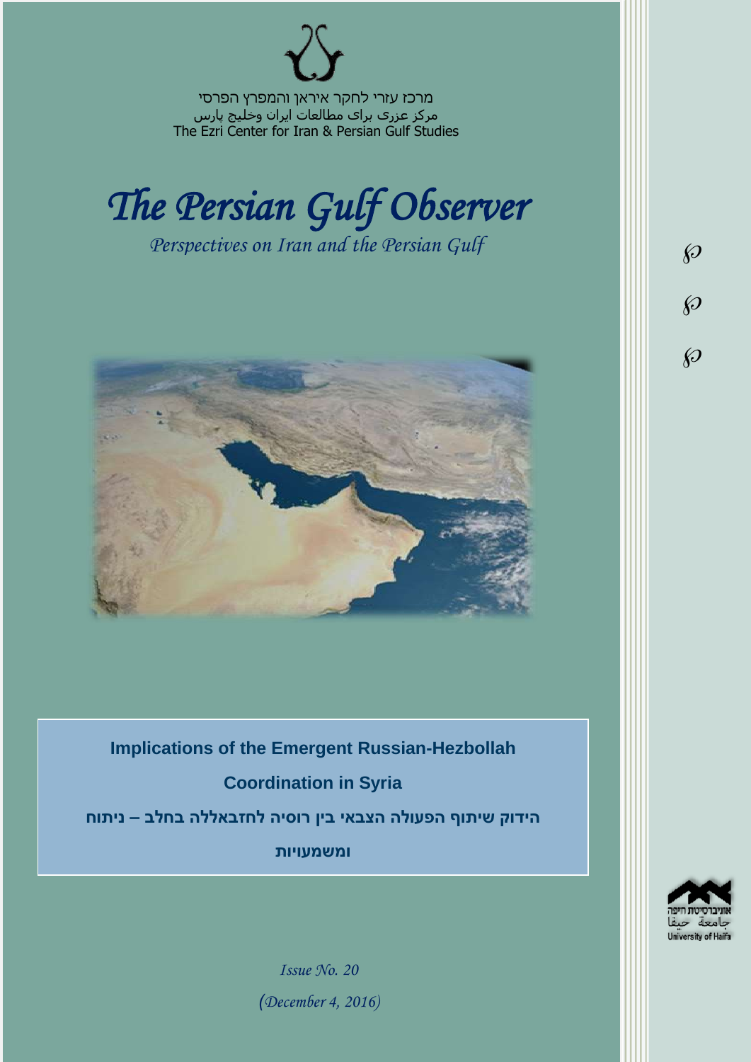מרכז עזרי לחקר איראן והמפרץ הפרסי

مرکز عزری برای مطالعات ایران وخلیج پارس

The Ezri Center for Iran & Persian Gulf Studies

# *The Persian Gulf Observer*

*Perspectives on Iran and the Persian Gulf*

**Implications of the Emergent Russian-Hezbollah Coordination in Syria**

**הידוק שיתוף הפעולה הצבאי בין רוסיה לחזבאללה בחלב – ניתוח ומשמעויות**

*Issue No. 20*

*(December 4, 2016)*

אוניברסיטת חיפה

جامعة حيفا

University of Haifa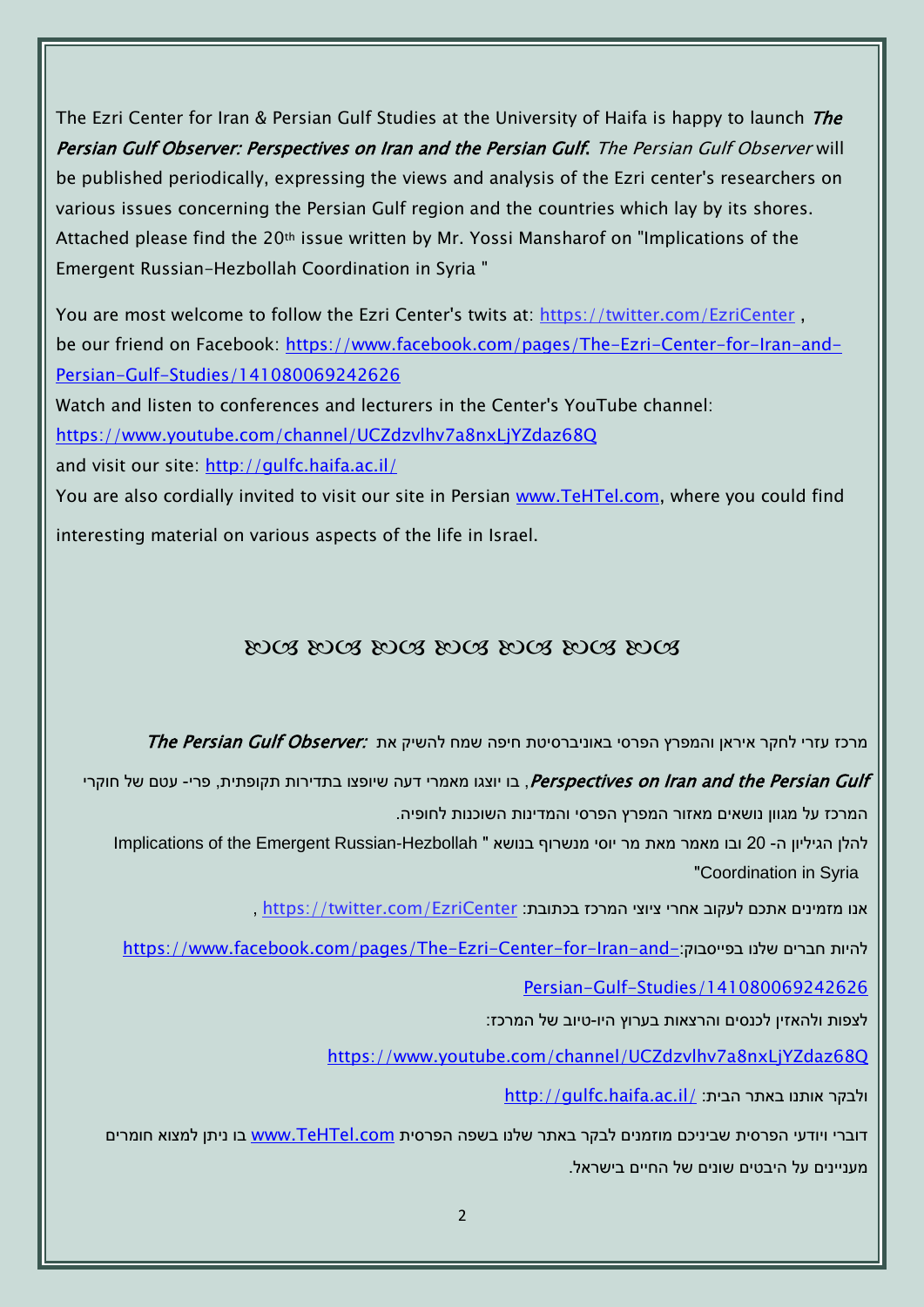The Ezri Center for Iran & Persian Gulf Studies at the University of Haifa is happy to launch ***The Persian Gulf Observer: Perspectives on Iran and the Persian Gulf.*** *The Persian Gulf Observer* will be published periodically, expressing the views and analysis of the Ezri center's researchers on various issues concerning the Persian Gulf region and the countries which lay by its shores. Attached please find the 20th issue written by Mr. Yossi Mansharof on "Implications of the Emergent Russian-Hezbollah Coordination in Syria "

You are most welcome to follow the Ezri Center's twits at: https://twitter.com/EzriCenter ,
be our friend on Facebook: https://www.facebook.com/pages/The-Ezri-Center-for-Iran-and-Persian-Gulf-Studies/141080069242626
Watch and listen to conferences and lecturers in the Center's YouTube channel:
https://www.youtube.com/channel/UCZdzvlhv7a8nxLjYZdaz68Q
and visit our site: http://gulfc.haifa.ac.il/
You are also cordially invited to visit our site in Persian www.TeHTel.com, where you could find interesting material on various aspects of the life in Israel.

ꕥ ꕥ ꕥ ꕥ ꕥ ꕥ ꕥ

מרכז עזרי לחקר איראן והמפרץ הפרסי באוניברסיטת חיפה שמח להשיק את ***The Persian Gulf Observer: Perspectives on Iran and the Persian Gulf***, בו יוצגו מאמרי דעה שיופצו בתדירות תקופתית, פרי- עטם של חוקרי המרכז על מגוון נושאים מאזור המפרץ הפרסי והמדינות השוכנות לחופיה.

להלן הגיליון ה- 20 ובו מאמר מאת מר יוסי מנשרוף בנושא " Implications of the Emergent Russian-Hezbollah Coordination in Syria"

אנו מזמינים אתכם לעקוב אחרי ציוצי המרכז בכתובת: https://twitter.com/EzriCenter ,

להיות חברים שלנו בפייסבוק: https://www.facebook.com/pages/The-Ezri-Center-for-Iran-and-Persian-Gulf-Studies/141080069242626

לצפות ולהאזין לכנסים והרצאות בערוץ היו-טיוב של המרכז:

https://www.youtube.com/channel/UCZdzvlhv7a8nxLjYZdaz68Q

ולבקר אותנו באתר הבית: http://gulfc.haifa.ac.il/

דוברי ויודעי הפרסית שביניכם מוזמנים לבקר באתר שלנו בשפה הפרסית www.TeHTel.com בו ניתן למצוא חומרים מעניינים על היבטים שונים של החיים בישראל.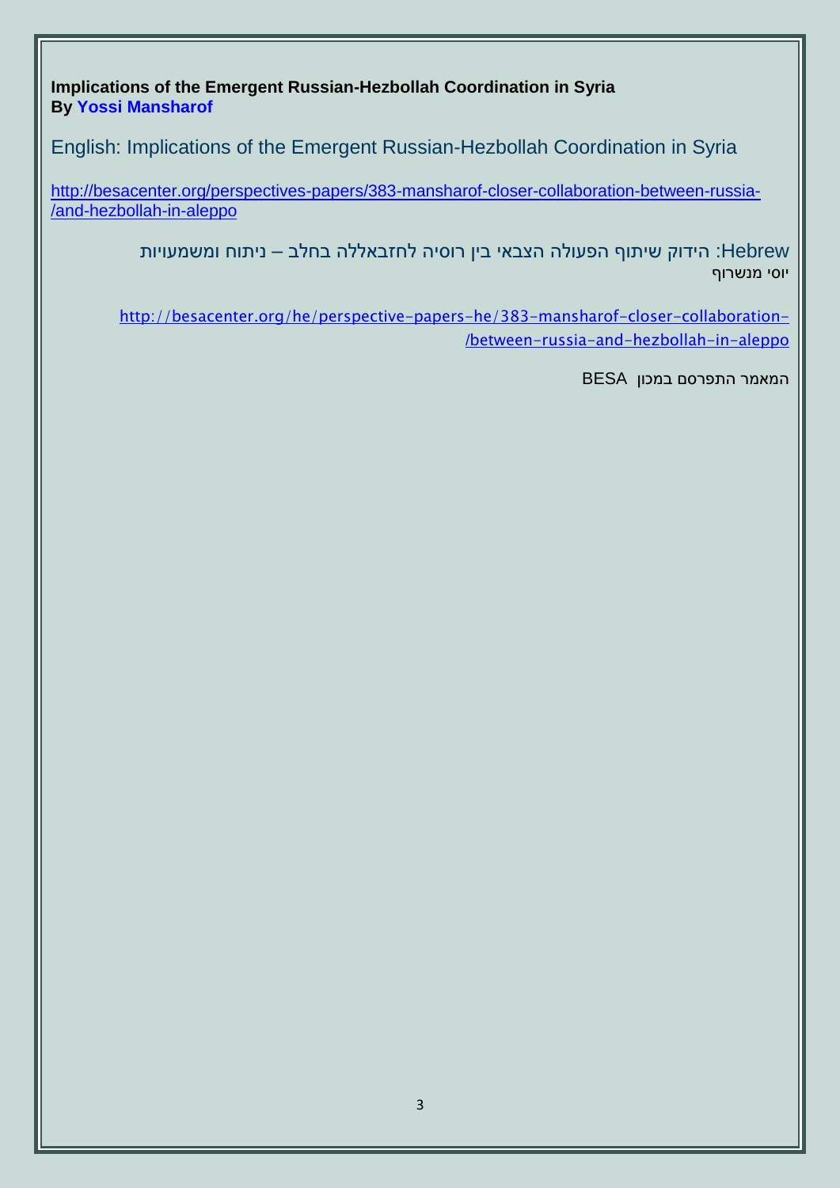**Implications of the Emergent Russian-Hezbollah Coordination in Syria**
**By Yossi Mansharof**

English: Implications of the Emergent Russian-Hezbollah Coordination in Syria

http://besacenter.org/perspectives-papers/383-mansharof-closer-collaboration-between-russia-and-hezbollah-in-aleppo/

Hebrew: הידוק שיתוף הפעולה הצבאי בין רוסיה לחזבאללה בחלב – ניתוח ומשמעויות
יוסי מנשרוף

http://besacenter.org/he/perspective-papers-he/383-mansharof-closer-collaboration-between-russia-and-hezbollah-in-aleppo/

המאמר התפרסם במכון BESA